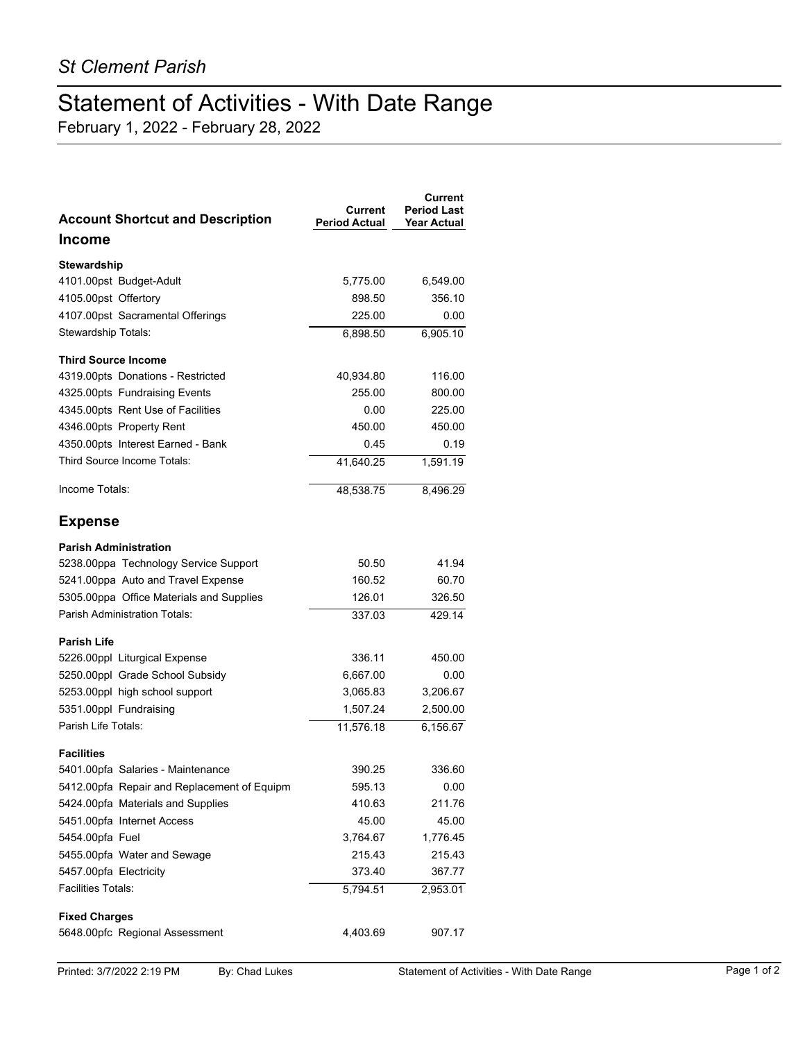*St Clement Parish*

# Statement of Activities - With Date Range

February 1, 2022 - February 28, 2022

| Account Shortcut and Description | Current Period Actual | Current Period Last Year Actual |
|---|---|---|
| **Income** | | |
| **Stewardship** | | |
| 4101.00pst Budget-Adult | 5,775.00 | 6,549.00 |
| 4105.00pst Offertory | 898.50 | 356.10 |
| 4107.00pst Sacramental Offerings | 225.00 | 0.00 |
| Stewardship Totals: | 6,898.50 | 6,905.10 |
| **Third Source Income** | | |
| 4319.00pts Donations - Restricted | 40,934.80 | 116.00 |
| 4325.00pts Fundraising Events | 255.00 | 800.00 |
| 4345.00pts Rent Use of Facilities | 0.00 | 225.00 |
| 4346.00pts Property Rent | 450.00 | 450.00 |
| 4350.00pts Interest Earned - Bank | 0.45 | 0.19 |
| Third Source Income Totals: | 41,640.25 | 1,591.19 |
| Income Totals: | 48,538.75 | 8,496.29 |
| **Expense** | | |
| **Parish Administration** | | |
| 5238.00ppa Technology Service Support | 50.50 | 41.94 |
| 5241.00ppa Auto and Travel Expense | 160.52 | 60.70 |
| 5305.00ppa Office Materials and Supplies | 126.01 | 326.50 |
| Parish Administration Totals: | 337.03 | 429.14 |
| **Parish Life** | | |
| 5226.00ppl Liturgical Expense | 336.11 | 450.00 |
| 5250.00ppl Grade School Subsidy | 6,667.00 | 0.00 |
| 5253.00ppl high school support | 3,065.83 | 3,206.67 |
| 5351.00ppl Fundraising | 1,507.24 | 2,500.00 |
| Parish Life Totals: | 11,576.18 | 6,156.67 |
| **Facilities** | | |
| 5401.00pfa Salaries - Maintenance | 390.25 | 336.60 |
| 5412.00pfa Repair and Replacement of Equipm | 595.13 | 0.00 |
| 5424.00pfa Materials and Supplies | 410.63 | 211.76 |
| 5451.00pfa Internet Access | 45.00 | 45.00 |
| 5454.00pfa Fuel | 3,764.67 | 1,776.45 |
| 5455.00pfa Water and Sewage | 215.43 | 215.43 |
| 5457.00pfa Electricity | 373.40 | 367.77 |
| Facilities Totals: | 5,794.51 | 2,953.01 |
| **Fixed Charges** | | |
| 5648.00pfc Regional Assessment | 4,403.69 | 907.17 |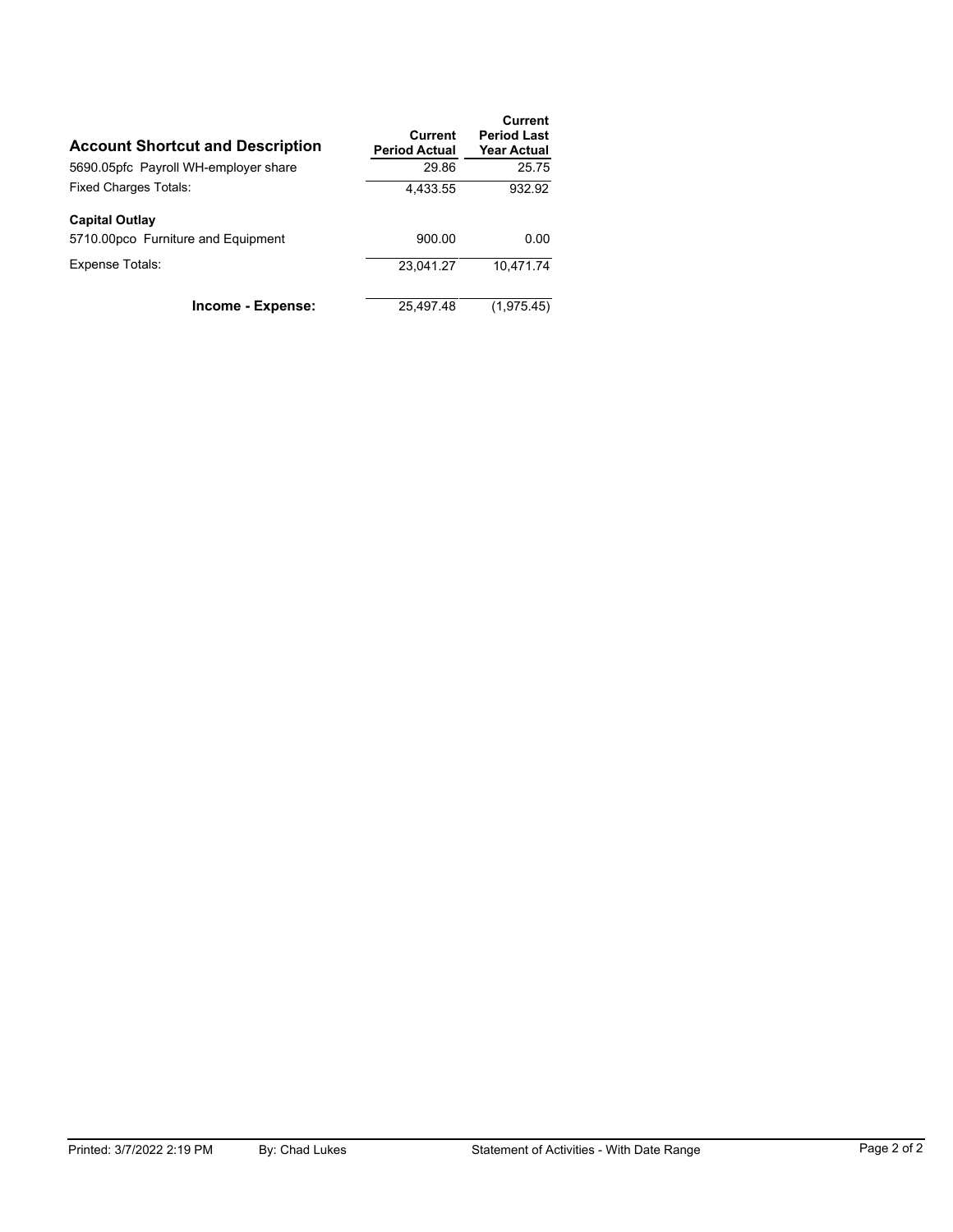| Account Shortcut and Description | Current Period Actual | Current Period Last Year Actual |
|---|---|---|
| 5690.05pfc Payroll WH-employer share | 29.86 | 25.75 |
| Fixed Charges Totals: | 4,433.55 | 932.92 |
| **Capital Outlay** | | |
| 5710.00pco Furniture and Equipment | 900.00 | 0.00 |
| Expense Totals: | 23,041.27 | 10,471.74 |
| **Income - Expense:** | 25,497.48 | (1,975.45) |